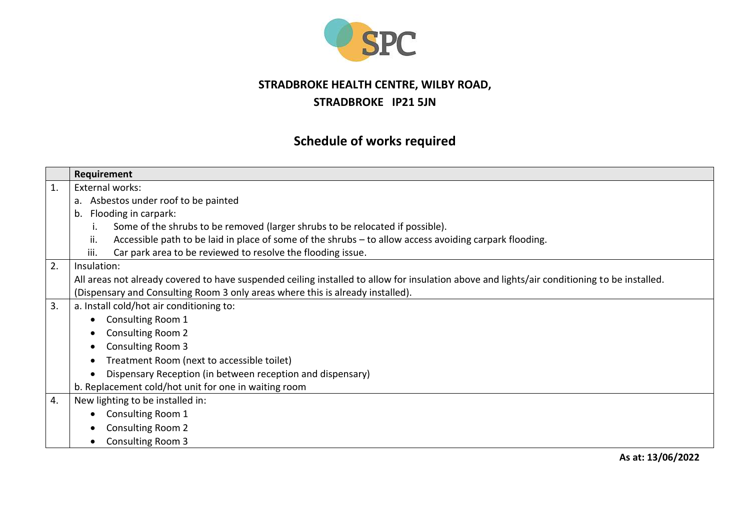**STRADBROKE HEALTH CENTRE, WILBY ROAD,**
**STRADBROKE IP21 5JN**

# Schedule of works required

| | Requirement |
|---|---|
| 1. | External works:<br>a. Asbestos under roof to be painted<br>b. Flooding in carpark:<br>i. Some of the shrubs to be removed (larger shrubs to be relocated if possible).<br>ii. Accessible path to be laid in place of some of the shrubs – to allow access avoiding carpark flooding.<br>iii. Car park area to be reviewed to resolve the flooding issue. |
| 2. | Insulation:<br>All areas not already covered to have suspended ceiling installed to allow for insulation above and lights/air conditioning to be installed.<br>(Dispensary and Consulting Room 3 only areas where this is already installed). |
| 3. | a. Install cold/hot air conditioning to:<br>• Consulting Room 1<br>• Consulting Room 2<br>• Consulting Room 3<br>• Treatment Room (next to accessible toilet)<br>• Dispensary Reception (in between reception and dispensary)<br>b. Replacement cold/hot unit for one in waiting room |
| 4. | New lighting to be installed in:<br>• Consulting Room 1<br>• Consulting Room 2<br>• Consulting Room 3 |

**As at: 13/06/2022**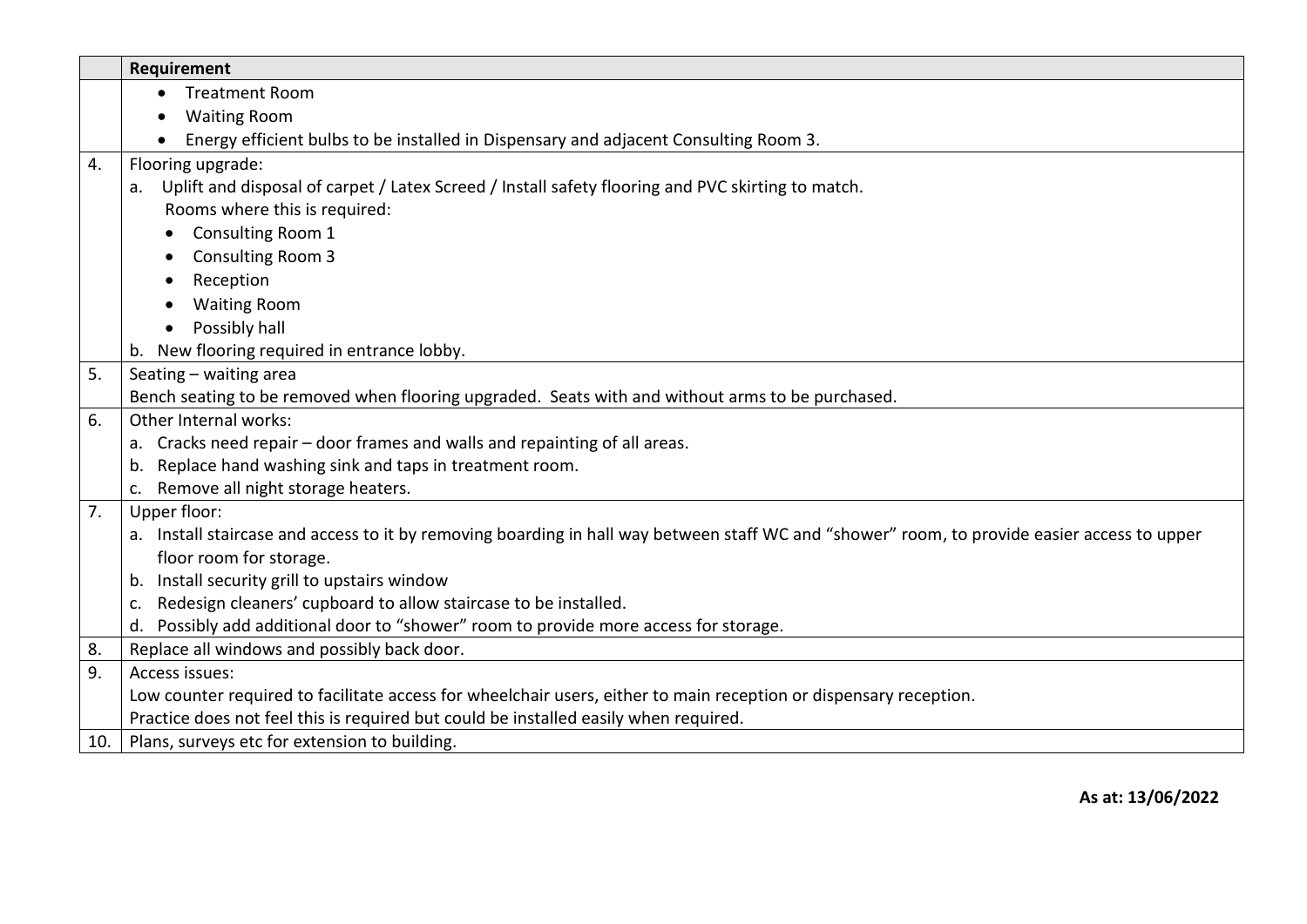| | Requirement |
|---|---|
| | • Treatment Room<br>• Waiting Room<br>• Energy efficient bulbs to be installed in Dispensary and adjacent Consulting Room 3. |
| 4. | Flooring upgrade:<br>a. Uplift and disposal of carpet / Latex Screed / Install safety flooring and PVC skirting to match.<br>Rooms where this is required:<br>• Consulting Room 1<br>• Consulting Room 3<br>• Reception<br>• Waiting Room<br>• Possibly hall<br>b. New flooring required in entrance lobby. |
| 5. | Seating – waiting area<br>Bench seating to be removed when flooring upgraded. Seats with and without arms to be purchased. |
| 6. | Other Internal works:<br>a. Cracks need repair – door frames and walls and repainting of all areas.<br>b. Replace hand washing sink and taps in treatment room.<br>c. Remove all night storage heaters. |
| 7. | Upper floor:<br>a. Install staircase and access to it by removing boarding in hall way between staff WC and "shower" room, to provide easier access to upper floor room for storage.<br>b. Install security grill to upstairs window<br>c. Redesign cleaners' cupboard to allow staircase to be installed.<br>d. Possibly add additional door to "shower" room to provide more access for storage. |
| 8. | Replace all windows and possibly back door. |
| 9. | Access issues:<br>Low counter required to facilitate access for wheelchair users, either to main reception or dispensary reception.<br>Practice does not feel this is required but could be installed easily when required. |
| 10. | Plans, surveys etc for extension to building. |

**As at: 13/06/2022**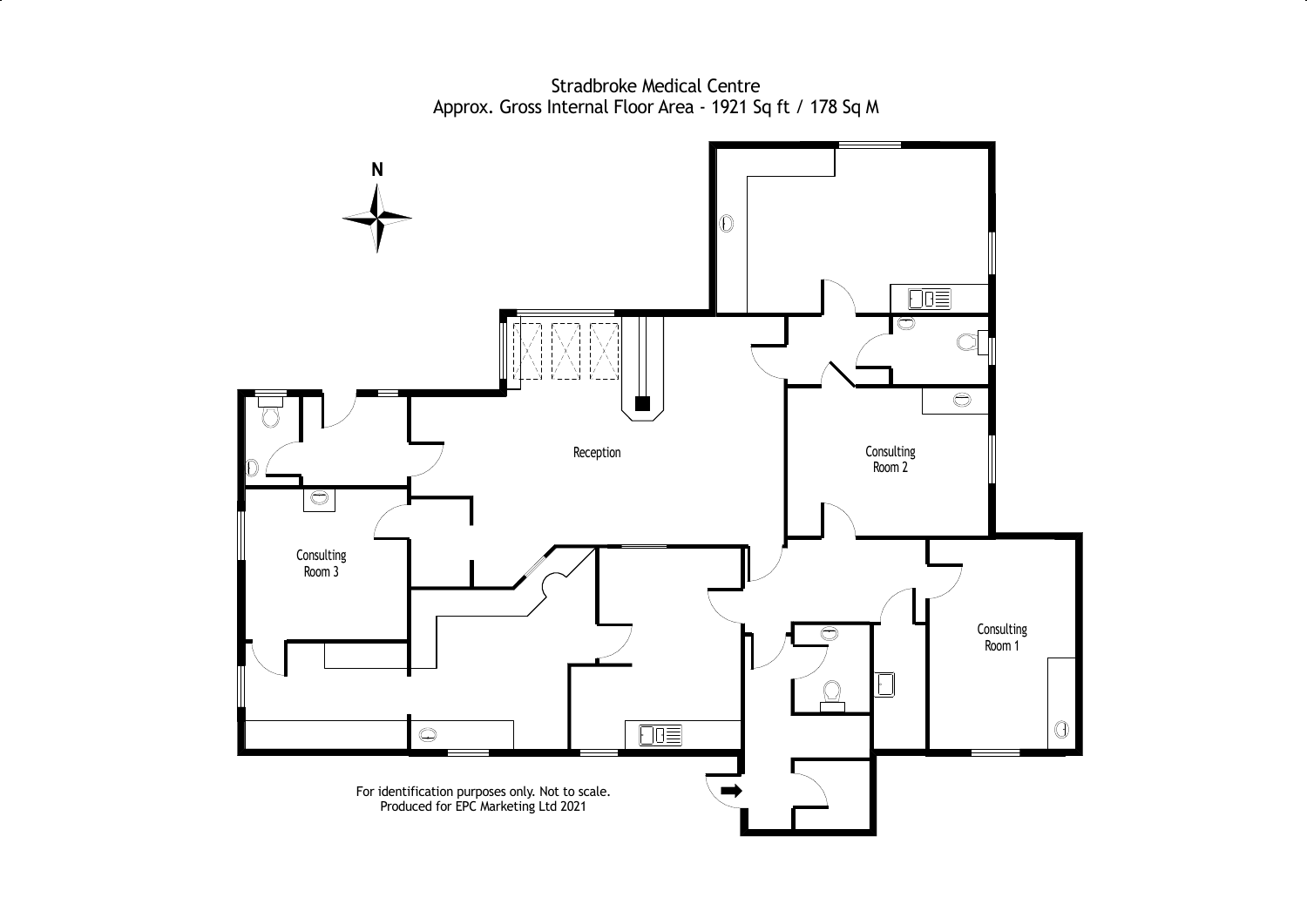Stradbroke Medical Centre
Approx. Gross Internal Floor Area - 1921 Sq ft / 178 Sq M

N

Reception

Consulting Room 2

Consulting Room 3

Consulting Room 1

For identification purposes only. Not to scale.
Produced for EPC Marketing Ltd 2021